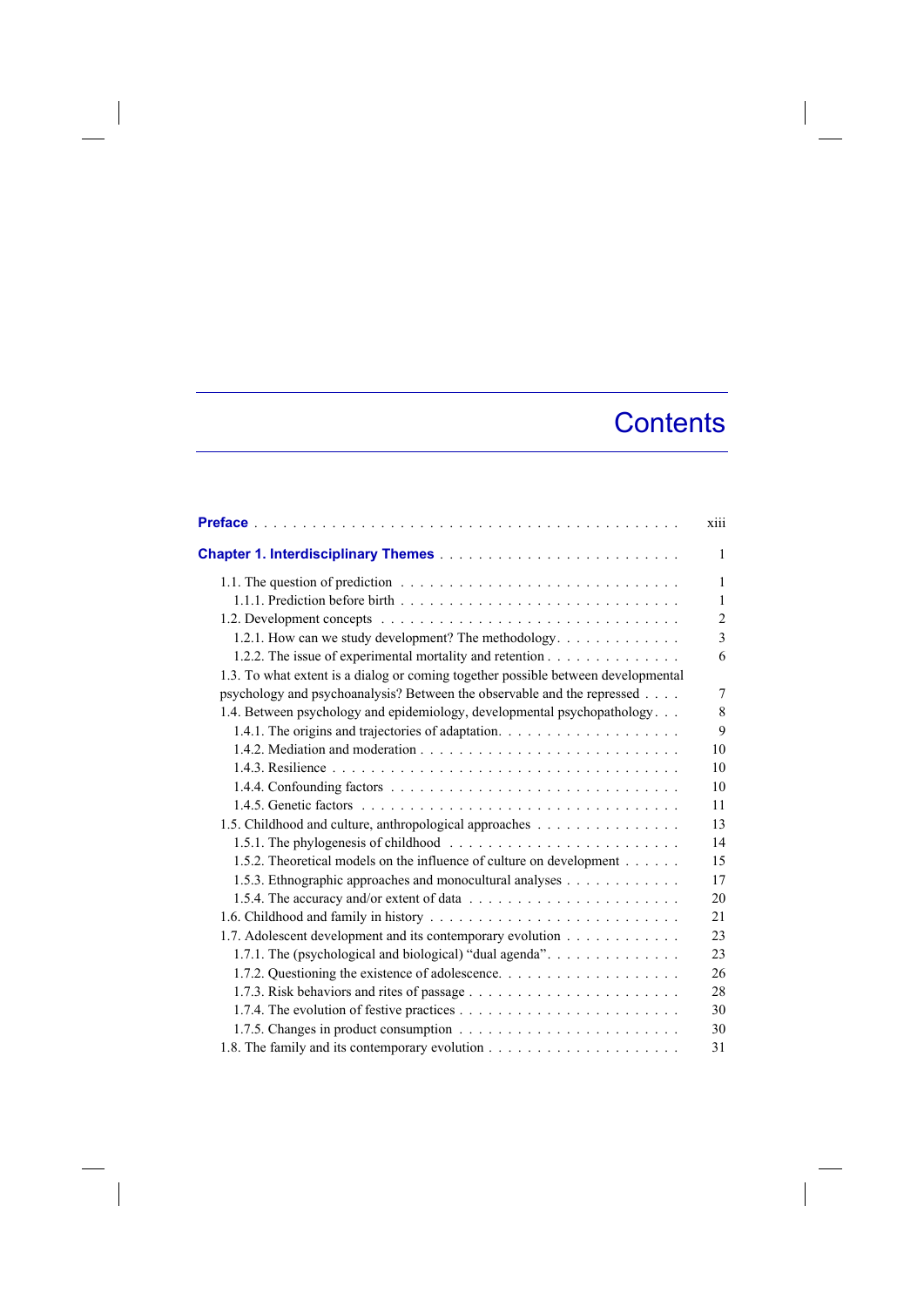# Contents

| | |
|---|---|
| **Preface** | xiii |
| **Chapter 1. Interdisciplinary Themes** | 1 |
| 1.1. The question of prediction | 1 |
| 1.1.1. Prediction before birth | 1 |
| 1.2. Development concepts | 2 |
| 1.2.1. How can we study development? The methodology | 3 |
| 1.2.2. The issue of experimental mortality and retention | 6 |
| 1.3. To what extent is a dialog or coming together possible between developmental psychology and psychoanalysis? Between the observable and the repressed | 7 |
| 1.4. Between psychology and epidemiology, developmental psychopathology | 8 |
| 1.4.1. The origins and trajectories of adaptation | 9 |
| 1.4.2. Mediation and moderation | 10 |
| 1.4.3. Resilience | 10 |
| 1.4.4. Confounding factors | 10 |
| 1.4.5. Genetic factors | 11 |
| 1.5. Childhood and culture, anthropological approaches | 13 |
| 1.5.1. The phylogenesis of childhood | 14 |
| 1.5.2. Theoretical models on the influence of culture on development | 15 |
| 1.5.3. Ethnographic approaches and monocultural analyses | 17 |
| 1.5.4. The accuracy and/or extent of data | 20 |
| 1.6. Childhood and family in history | 21 |
| 1.7. Adolescent development and its contemporary evolution | 23 |
| 1.7.1. The (psychological and biological) "dual agenda" | 23 |
| 1.7.2. Questioning the existence of adolescence | 26 |
| 1.7.3. Risk behaviors and rites of passage | 28 |
| 1.7.4. The evolution of festive practices | 30 |
| 1.7.5. Changes in product consumption | 30 |
| 1.8. The family and its contemporary evolution | 31 |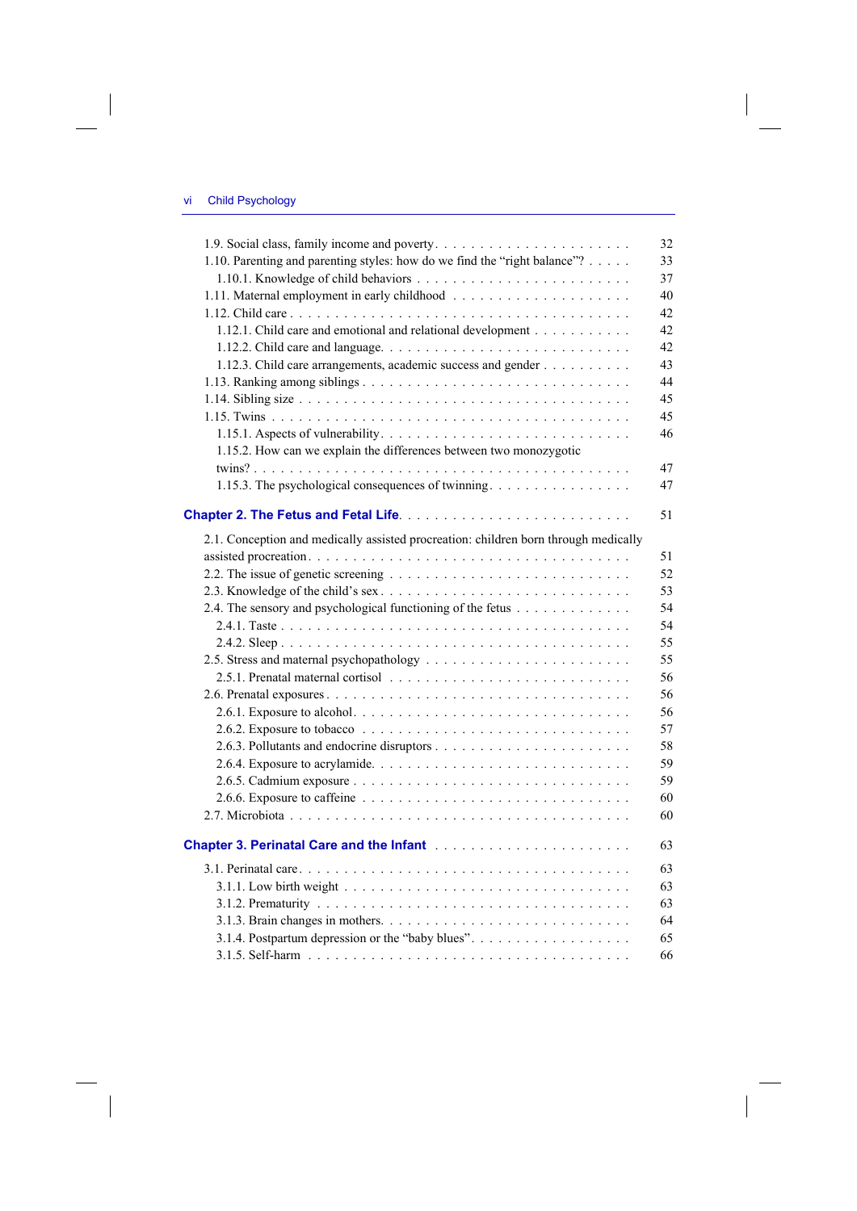1.9. Social class, family income and poverty . . . . . . . . . . 32
1.10. Parenting and parenting styles: how do we find the "right balance"? . . . . . 33
  1.10.1. Knowledge of child behaviors . . . . . . . . . . 37
1.11. Maternal employment in early childhood . . . . . . . . . . 40
1.12. Child care . . . . . . . . . . 42
  1.12.1. Child care and emotional and relational development . . . . . . . . . . 42
  1.12.2. Child care and language . . . . . . . . . . 42
  1.12.3. Child care arrangements, academic success and gender . . . . . . . . . . 43
1.13. Ranking among siblings . . . . . . . . . . 44
1.14. Sibling size . . . . . . . . . . 45
1.15. Twins . . . . . . . . . . 45
  1.15.1. Aspects of vulnerability . . . . . . . . . . 46
  1.15.2. How can we explain the differences between two monozygotic twins? . . . . . . . . . . 47
  1.15.3. The psychological consequences of twinning . . . . . . . . . . 47

**Chapter 2. The Fetus and Fetal Life** . . . . . . . . . . 51

2.1. Conception and medically assisted procreation: children born through medically assisted procreation . . . . . . . . . . 51
2.2. The issue of genetic screening . . . . . . . . . . 52
2.3. Knowledge of the child's sex . . . . . . . . . . 53
2.4. The sensory and psychological functioning of the fetus . . . . . . . . . . 54
  2.4.1. Taste . . . . . . . . . . 54
  2.4.2. Sleep . . . . . . . . . . 55
2.5. Stress and maternal psychopathology . . . . . . . . . . 55
  2.5.1. Prenatal maternal cortisol . . . . . . . . . . 56
2.6. Prenatal exposures . . . . . . . . . . 56
  2.6.1. Exposure to alcohol . . . . . . . . . . 56
  2.6.2. Exposure to tobacco . . . . . . . . . . 57
  2.6.3. Pollutants and endocrine disruptors . . . . . . . . . . 58
  2.6.4. Exposure to acrylamide . . . . . . . . . . 59
  2.6.5. Cadmium exposure . . . . . . . . . . 59
  2.6.6. Exposure to caffeine . . . . . . . . . . 60
2.7. Microbiota . . . . . . . . . . 60

**Chapter 3. Perinatal Care and the Infant** . . . . . . . . . . 63

3.1. Perinatal care . . . . . . . . . . 63
  3.1.1. Low birth weight . . . . . . . . . . 63
  3.1.2. Prematurity . . . . . . . . . . 63
  3.1.3. Brain changes in mothers . . . . . . . . . . 64
  3.1.4. Postpartum depression or the "baby blues" . . . . . . . . . . 65
  3.1.5. Self-harm . . . . . . . . . . 66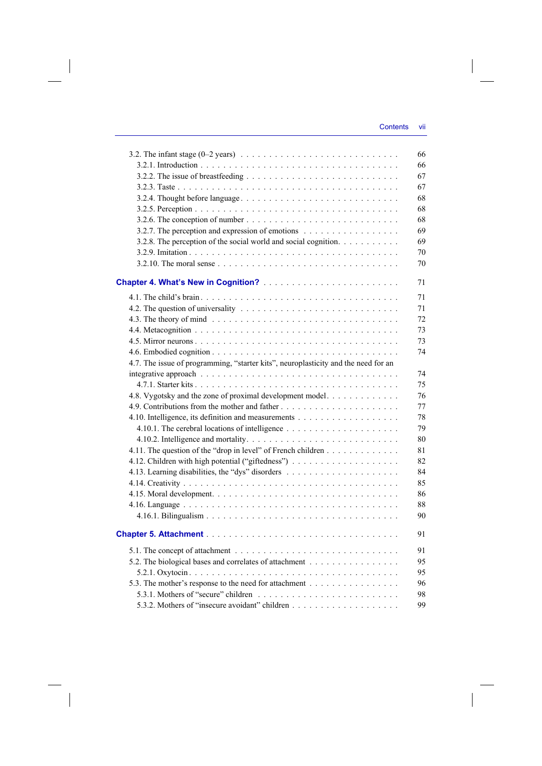3.2. The infant stage (0–2 years) . . . . . 66
3.2.1. Introduction . . . . . 66
3.2.2. The issue of breastfeeding . . . . . 67
3.2.3. Taste . . . . . 67
3.2.4. Thought before language . . . . . 68
3.2.5. Perception . . . . . 68
3.2.6. The conception of number . . . . . 68
3.2.7. The perception and expression of emotions . . . . . 69
3.2.8. The perception of the social world and social cognition. . . . . . 69
3.2.9. Imitation . . . . . 70
3.2.10. The moral sense . . . . . 70

**Chapter 4. What's New in Cognition?** . . . . . 71

4.1. The child's brain . . . . . 71
4.2. The question of universality . . . . . 71
4.3. The theory of mind . . . . . 72
4.4. Metacognition . . . . . 73
4.5. Mirror neurons . . . . . 73
4.6. Embodied cognition . . . . . 74
4.7. The issue of programming, "starter kits", neuroplasticity and the need for an integrative approach . . . . . 74
4.7.1. Starter kits . . . . . 75
4.8. Vygotsky and the zone of proximal development model. . . . . . 76
4.9. Contributions from the mother and father . . . . . 77
4.10. Intelligence, its definition and measurements . . . . . 78
4.10.1. The cerebral locations of intelligence . . . . . 79
4.10.2. Intelligence and mortality. . . . . . 80
4.11. The question of the "drop in level" of French children . . . . . 81
4.12. Children with high potential ("giftedness") . . . . . 82
4.13. Learning disabilities, the "dys" disorders . . . . . 84
4.14. Creativity . . . . . 85
4.15. Moral development. . . . . . 86
4.16. Language . . . . . 88
4.16.1. Bilingualism . . . . . 90

**Chapter 5. Attachment** . . . . . 91

5.1. The concept of attachment . . . . . 91
5.2. The biological bases and correlates of attachment . . . . . 95
5.2.1. Oxytocin . . . . . 95
5.3. The mother's response to the need for attachment . . . . . 96
5.3.1. Mothers of "secure" children . . . . . 98
5.3.2. Mothers of "insecure avoidant" children . . . . . 99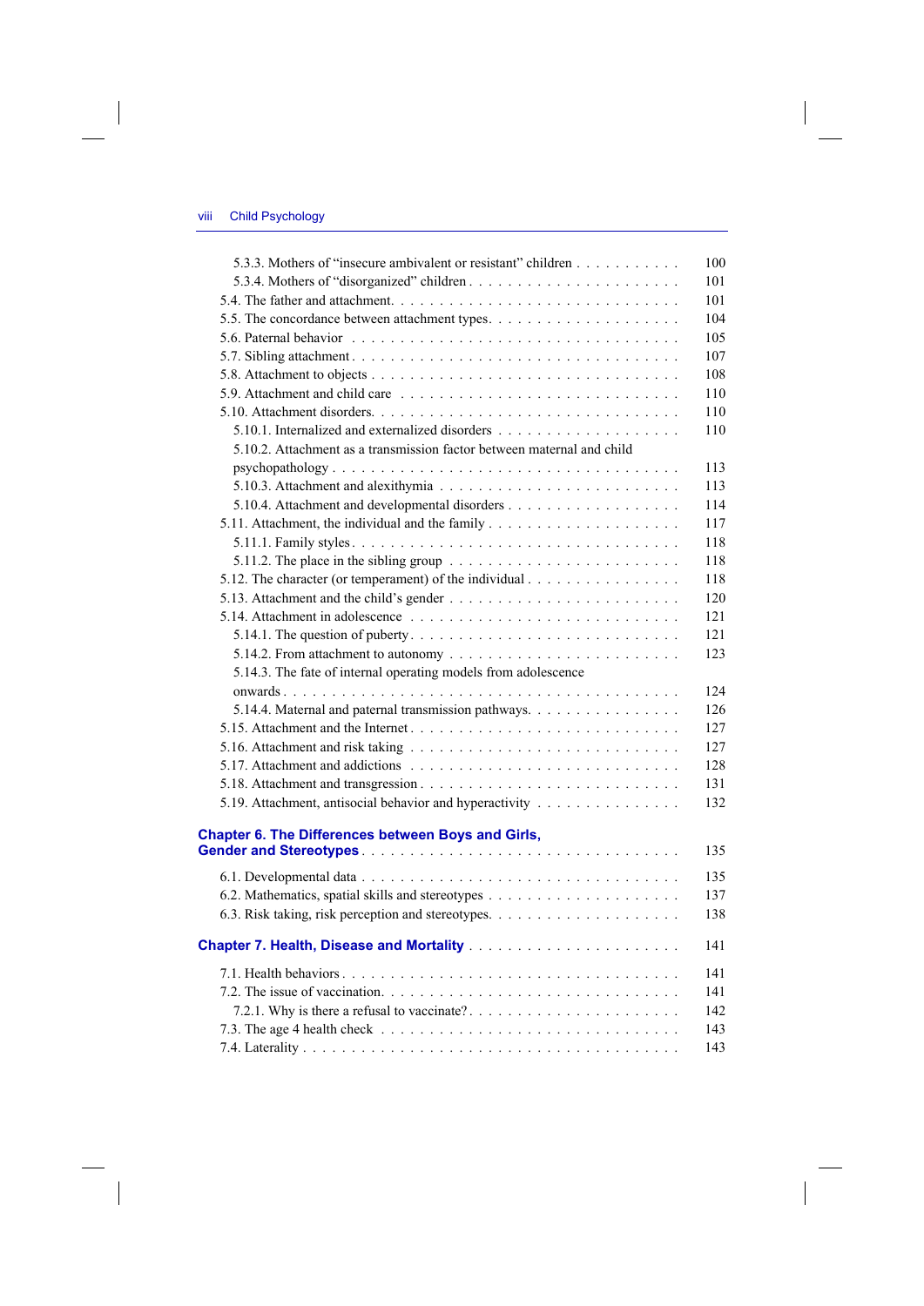5.3.3. Mothers of "insecure ambivalent or resistant" children . . . . . . . . . . . 100
5.3.4. Mothers of "disorganized" children . . . . . . . . . . . . . . . . . . . . . 101
5.4. The father and attachment. . . . . . . . . . . . . . . . . . . . . . . . . . . . 101
5.5. The concordance between attachment types. . . . . . . . . . . . . . . . . . . 104
5.6. Paternal behavior . . . . . . . . . . . . . . . . . . . . . . . . . . . . . . . 105
5.7. Sibling attachment . . . . . . . . . . . . . . . . . . . . . . . . . . . . . . . 107
5.8. Attachment to objects . . . . . . . . . . . . . . . . . . . . . . . . . . . . . 108
5.9. Attachment and child care . . . . . . . . . . . . . . . . . . . . . . . . . . . 110
5.10. Attachment disorders. . . . . . . . . . . . . . . . . . . . . . . . . . . . . . 110
5.10.1. Internalized and externalized disorders . . . . . . . . . . . . . . . . . . 110
5.10.2. Attachment as a transmission factor between maternal and child psychopathology . . . . . . . . . . . . . . . . . . . . . . . . . . . . . . . . . 113
5.10.3. Attachment and alexithymia . . . . . . . . . . . . . . . . . . . . . . . . . 113
5.10.4. Attachment and developmental disorders . . . . . . . . . . . . . . . . . . 114
5.11. Attachment, the individual and the family . . . . . . . . . . . . . . . . . . . 117
5.11.1. Family styles . . . . . . . . . . . . . . . . . . . . . . . . . . . . . . . . 118
5.11.2. The place in the sibling group . . . . . . . . . . . . . . . . . . . . . . . 118
5.12. The character (or temperament) of the individual . . . . . . . . . . . . . . . 118
5.13. Attachment and the child's gender . . . . . . . . . . . . . . . . . . . . . . . 120
5.14. Attachment in adolescence . . . . . . . . . . . . . . . . . . . . . . . . . . . 121
5.14.1. The question of puberty . . . . . . . . . . . . . . . . . . . . . . . . . . 121
5.14.2. From attachment to autonomy . . . . . . . . . . . . . . . . . . . . . . . . 123
5.14.3. The fate of internal operating models from adolescence onwards . . . . . . . . . . . . . . . . . . . . . . . . . . . . . . . . . . . . . . . 124
5.14.4. Maternal and paternal transmission pathways. . . . . . . . . . . . . . . . 126
5.15. Attachment and the Internet . . . . . . . . . . . . . . . . . . . . . . . . . . 127
5.16. Attachment and risk taking . . . . . . . . . . . . . . . . . . . . . . . . . . . 127
5.17. Attachment and addictions . . . . . . . . . . . . . . . . . . . . . . . . . . . 128
5.18. Attachment and transgression . . . . . . . . . . . . . . . . . . . . . . . . . . 131
5.19. Attachment, antisocial behavior and hyperactivity . . . . . . . . . . . . . . . 132

**Chapter 6. The Differences between Boys and Girls, Gender and Stereotypes** . . . . . . . . . . . . . . . . . . . . . . . . 135

6.1. Developmental data . . . . . . . . . . . . . . . . . . . . . . . . . . . . . . . 135
6.2. Mathematics, spatial skills and stereotypes . . . . . . . . . . . . . . . . . . . 137
6.3. Risk taking, risk perception and stereotypes. . . . . . . . . . . . . . . . . . . 138

**Chapter 7. Health, Disease and Mortality** . . . . . . . . . . . . . . . . . . . . 141

7.1. Health behaviors . . . . . . . . . . . . . . . . . . . . . . . . . . . . . . . . . 141
7.2. The issue of vaccination. . . . . . . . . . . . . . . . . . . . . . . . . . . . . 141
7.2.1. Why is there a refusal to vaccinate? . . . . . . . . . . . . . . . . . . . . . 142
7.3. The age 4 health check . . . . . . . . . . . . . . . . . . . . . . . . . . . . . 143
7.4. Laterality . . . . . . . . . . . . . . . . . . . . . . . . . . . . . . . . . . . . 143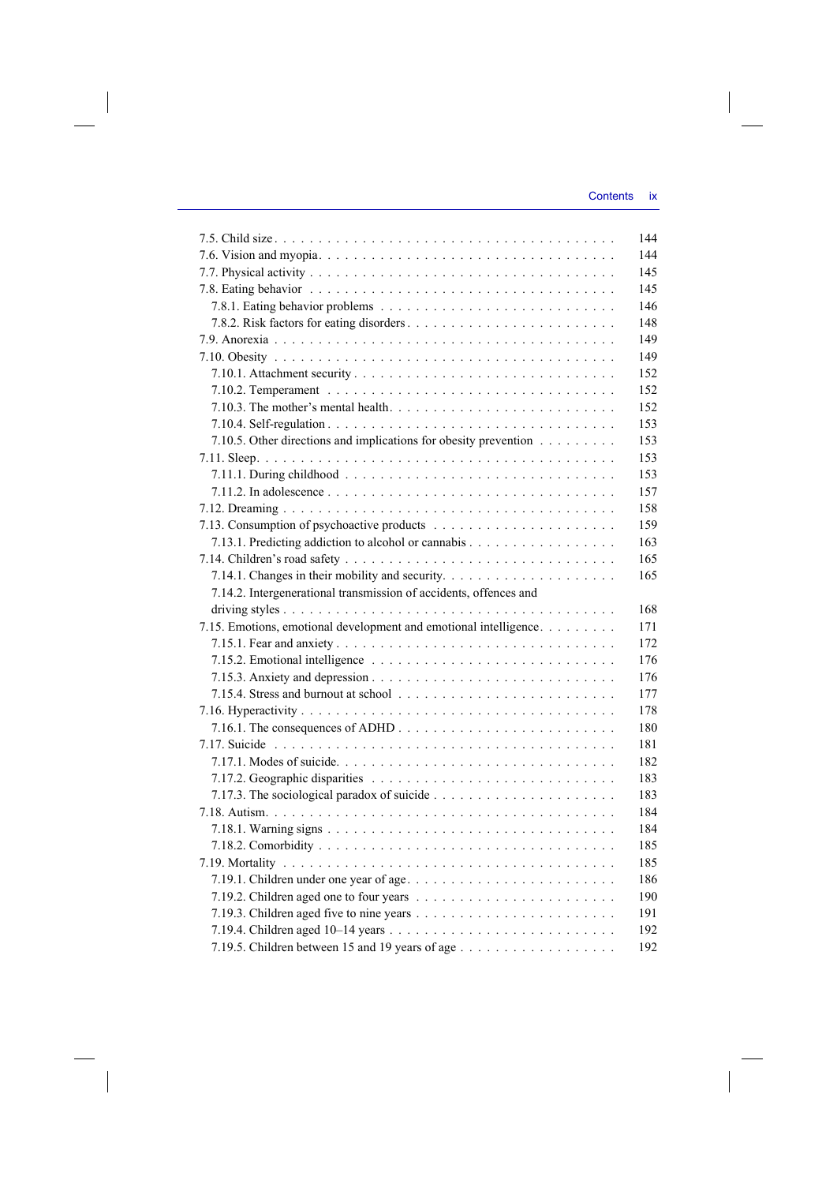- 7.5. Child size . . . . . . . . . . . . . . . . . . . . . . . . . . . . . . . . . . . . . . . 144
- 7.6. Vision and myopia . . . . . . . . . . . . . . . . . . . . . . . . . . . . . . . . . . 144
- 7.7. Physical activity . . . . . . . . . . . . . . . . . . . . . . . . . . . . . . . . . . . 145
- 7.8. Eating behavior . . . . . . . . . . . . . . . . . . . . . . . . . . . . . . . . . . . 145
  - 7.8.1. Eating behavior problems . . . . . . . . . . . . . . . . . . . . . . . . . . 146
  - 7.8.2. Risk factors for eating disorders . . . . . . . . . . . . . . . . . . . . . . 148
- 7.9. Anorexia . . . . . . . . . . . . . . . . . . . . . . . . . . . . . . . . . . . . . . 149
- 7.10. Obesity . . . . . . . . . . . . . . . . . . . . . . . . . . . . . . . . . . . . . . 149
  - 7.10.1. Attachment security . . . . . . . . . . . . . . . . . . . . . . . . . . . . 152
  - 7.10.2. Temperament . . . . . . . . . . . . . . . . . . . . . . . . . . . . . . . . 152
  - 7.10.3. The mother's mental health . . . . . . . . . . . . . . . . . . . . . . . . 152
  - 7.10.4. Self-regulation . . . . . . . . . . . . . . . . . . . . . . . . . . . . . . . 153
  - 7.10.5. Other directions and implications for obesity prevention . . . . . . . . . 153
- 7.11. Sleep . . . . . . . . . . . . . . . . . . . . . . . . . . . . . . . . . . . . . . . 153
  - 7.11.1. During childhood . . . . . . . . . . . . . . . . . . . . . . . . . . . . . 153
  - 7.11.2. In adolescence . . . . . . . . . . . . . . . . . . . . . . . . . . . . . . . 157
- 7.12. Dreaming . . . . . . . . . . . . . . . . . . . . . . . . . . . . . . . . . . . . . 158
- 7.13. Consumption of psychoactive products . . . . . . . . . . . . . . . . . . . . . 159
  - 7.13.1. Predicting addiction to alcohol or cannabis . . . . . . . . . . . . . . . . 163
- 7.14. Children's road safety . . . . . . . . . . . . . . . . . . . . . . . . . . . . . 165
  - 7.14.1. Changes in their mobility and security . . . . . . . . . . . . . . . . . . 165
  - 7.14.2. Intergenerational transmission of accidents, offences and driving styles . . . . . . . . . . . . . . . . . . . . . . . . . . . . . . . . . . . 168
- 7.15. Emotions, emotional development and emotional intelligence . . . . . . . . . 171
  - 7.15.1. Fear and anxiety . . . . . . . . . . . . . . . . . . . . . . . . . . . . . . 172
  - 7.15.2. Emotional intelligence . . . . . . . . . . . . . . . . . . . . . . . . . . . 176
  - 7.15.3. Anxiety and depression . . . . . . . . . . . . . . . . . . . . . . . . . . 176
  - 7.15.4. Stress and burnout at school . . . . . . . . . . . . . . . . . . . . . . . . 177
- 7.16. Hyperactivity . . . . . . . . . . . . . . . . . . . . . . . . . . . . . . . . . . . 178
  - 7.16.1. The consequences of ADHD . . . . . . . . . . . . . . . . . . . . . . . . 180
- 7.17. Suicide . . . . . . . . . . . . . . . . . . . . . . . . . . . . . . . . . . . . . . 181
  - 7.17.1. Modes of suicide . . . . . . . . . . . . . . . . . . . . . . . . . . . . . . 182
  - 7.17.2. Geographic disparities . . . . . . . . . . . . . . . . . . . . . . . . . . . 183
  - 7.17.3. The sociological paradox of suicide . . . . . . . . . . . . . . . . . . . . 183
- 7.18. Autism . . . . . . . . . . . . . . . . . . . . . . . . . . . . . . . . . . . . . . 184
  - 7.18.1. Warning signs . . . . . . . . . . . . . . . . . . . . . . . . . . . . . . . 184
  - 7.18.2. Comorbidity . . . . . . . . . . . . . . . . . . . . . . . . . . . . . . . . 185
- 7.19. Mortality . . . . . . . . . . . . . . . . . . . . . . . . . . . . . . . . . . . . . 185
  - 7.19.1. Children under one year of age . . . . . . . . . . . . . . . . . . . . . . 186
  - 7.19.2. Children aged one to four years . . . . . . . . . . . . . . . . . . . . . . 190
  - 7.19.3. Children aged five to nine years . . . . . . . . . . . . . . . . . . . . . . 191
  - 7.19.4. Children aged 10–14 years . . . . . . . . . . . . . . . . . . . . . . . . . 192
  - 7.19.5. Children between 15 and 19 years of age . . . . . . . . . . . . . . . . . . 192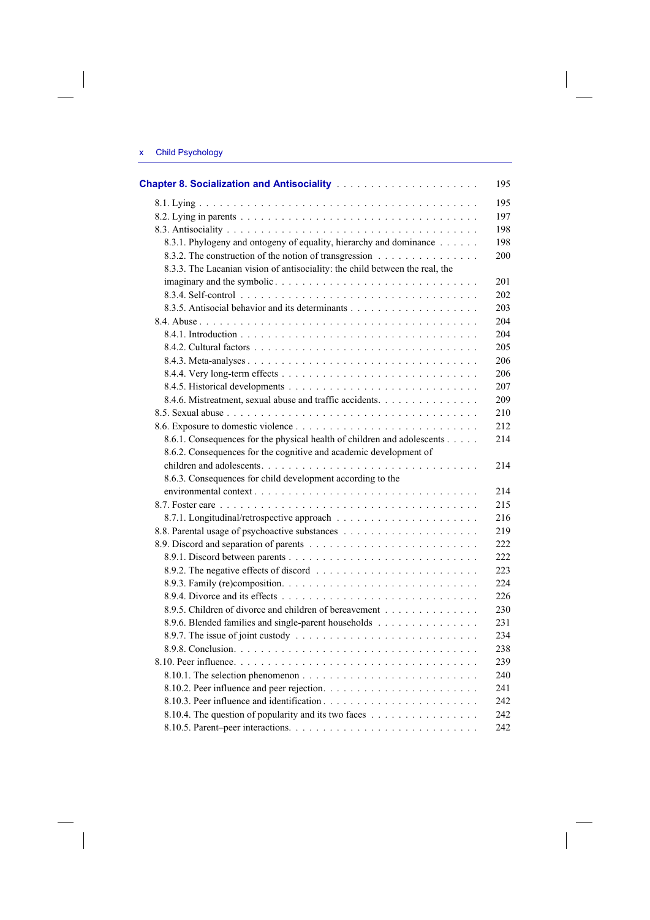**Chapter 8. Socialization and Antisociality** . . . . . . . . . . . . . . . . . . . . . 195

8.1. Lying . . . . . . . . . . . . . . . . . . . . . . . . . . . . . . . . . . . . . . 195
8.2. Lying in parents . . . . . . . . . . . . . . . . . . . . . . . . . . . . . . . . 197
8.3. Antisociality . . . . . . . . . . . . . . . . . . . . . . . . . . . . . . . . . . 198
8.3.1. Phylogeny and ontogeny of equality, hierarchy and dominance . . . . . . 198
8.3.2. The construction of the notion of transgression . . . . . . . . . . . . . . 200
8.3.3. The Lacanian vision of antisociality: the child between the real, the imaginary and the symbolic . . . . . . . . . . . . . . . . . . . . . . . . . . 201
8.3.4. Self-control . . . . . . . . . . . . . . . . . . . . . . . . . . . . . . . . . 202
8.3.5. Antisocial behavior and its determinants . . . . . . . . . . . . . . . . . . 203
8.4. Abuse . . . . . . . . . . . . . . . . . . . . . . . . . . . . . . . . . . . . . . 204
8.4.1. Introduction . . . . . . . . . . . . . . . . . . . . . . . . . . . . . . . . . 204
8.4.2. Cultural factors . . . . . . . . . . . . . . . . . . . . . . . . . . . . . . . 205
8.4.3. Meta-analyses . . . . . . . . . . . . . . . . . . . . . . . . . . . . . . . . 206
8.4.4. Very long-term effects . . . . . . . . . . . . . . . . . . . . . . . . . . . . 206
8.4.5. Historical developments . . . . . . . . . . . . . . . . . . . . . . . . . . . 207
8.4.6. Mistreatment, sexual abuse and traffic accidents. . . . . . . . . . . . . . . 209
8.5. Sexual abuse . . . . . . . . . . . . . . . . . . . . . . . . . . . . . . . . . . . 210
8.6. Exposure to domestic violence . . . . . . . . . . . . . . . . . . . . . . . . . 212
8.6.1. Consequences for the physical health of children and adolescents . . . . . 214
8.6.2. Consequences for the cognitive and academic development of children and adolescents. . . . . . . . . . . . . . . . . . . . . . . . . . . . . . 214
8.6.3. Consequences for child development according to the environmental context . . . . . . . . . . . . . . . . . . . . . . . . . . . . . . 214
8.7. Foster care . . . . . . . . . . . . . . . . . . . . . . . . . . . . . . . . . . . . 215
8.7.1. Longitudinal/retrospective approach . . . . . . . . . . . . . . . . . . . . 216
8.8. Parental usage of psychoactive substances . . . . . . . . . . . . . . . . . . . 219
8.9. Discord and separation of parents . . . . . . . . . . . . . . . . . . . . . . . 222
8.9.1. Discord between parents . . . . . . . . . . . . . . . . . . . . . . . . . . 222
8.9.2. The negative effects of discord . . . . . . . . . . . . . . . . . . . . . . . 223
8.9.3. Family (re)composition. . . . . . . . . . . . . . . . . . . . . . . . . . . . 224
8.9.4. Divorce and its effects . . . . . . . . . . . . . . . . . . . . . . . . . . . . 226
8.9.5. Children of divorce and children of bereavement . . . . . . . . . . . . . . 230
8.9.6. Blended families and single-parent households . . . . . . . . . . . . . . . 231
8.9.7. The issue of joint custody . . . . . . . . . . . . . . . . . . . . . . . . . . 234
8.9.8. Conclusion. . . . . . . . . . . . . . . . . . . . . . . . . . . . . . . . . . 238
8.10. Peer influence. . . . . . . . . . . . . . . . . . . . . . . . . . . . . . . . . . 239
8.10.1. The selection phenomenon . . . . . . . . . . . . . . . . . . . . . . . . . 240
8.10.2. Peer influence and peer rejection. . . . . . . . . . . . . . . . . . . . . . 241
8.10.3. Peer influence and identification . . . . . . . . . . . . . . . . . . . . . . 242
8.10.4. The question of popularity and its two faces . . . . . . . . . . . . . . . . 242
8.10.5. Parent–peer interactions. . . . . . . . . . . . . . . . . . . . . . . . . . . 242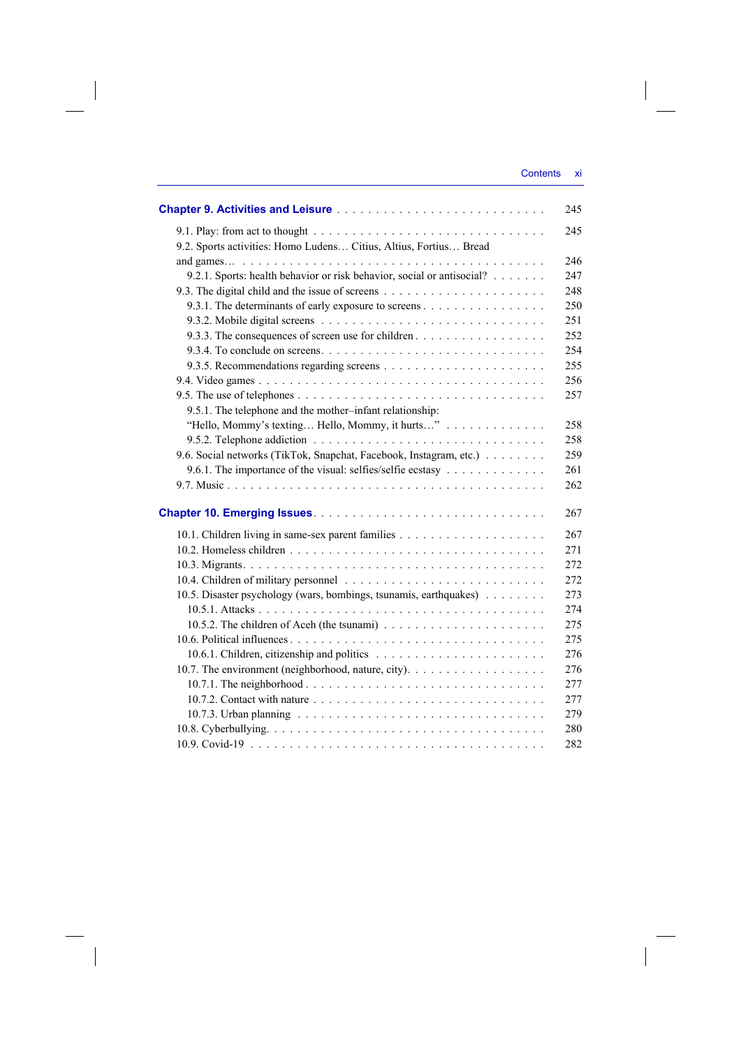**Chapter 9. Activities and Leisure** . . . . . . . . . . . . . . . . . . . . . . . . . 245

9.1. Play: from act to thought . . . . . . . . . . . . . . . . . . . . . . . . . . . . 245
9.2. Sports activities: Homo Ludens… Citius, Altius, Fortius… Bread and games… . . . . . . . . . . . . . . . . . . . . . . . . . . . . . . . . . . . . . . . 246
  9.2.1. Sports: health behavior or risk behavior, social or antisocial? . . . . . . . 247
9.3. The digital child and the issue of screens . . . . . . . . . . . . . . . . . . . . . 248
  9.3.1. The determinants of early exposure to screens . . . . . . . . . . . . . . . 250
  9.3.2. Mobile digital screens . . . . . . . . . . . . . . . . . . . . . . . . . . 251
  9.3.3. The consequences of screen use for children . . . . . . . . . . . . . . . . 252
  9.3.4. To conclude on screens. . . . . . . . . . . . . . . . . . . . . . . . . . 254
  9.3.5. Recommendations regarding screens . . . . . . . . . . . . . . . . . . . 255
9.4. Video games . . . . . . . . . . . . . . . . . . . . . . . . . . . . . . . . . . 256
9.5. The use of telephones . . . . . . . . . . . . . . . . . . . . . . . . . . . . . . 257
  9.5.1. The telephone and the mother–infant relationship: "Hello, Mommy's texting… Hello, Mommy, it hurts…" . . . . . . . . . . . . . 258
  9.5.2. Telephone addiction . . . . . . . . . . . . . . . . . . . . . . . . . . . 258
9.6. Social networks (TikTok, Snapchat, Facebook, Instagram, etc.) . . . . . . . . 259
  9.6.1. The importance of the visual: selfies/selfie ecstasy . . . . . . . . . . . . 261
9.7. Music . . . . . . . . . . . . . . . . . . . . . . . . . . . . . . . . . . . . . 262

**Chapter 10. Emerging Issues**. . . . . . . . . . . . . . . . . . . . . . . . . . . 267

10.1. Children living in same-sex parent families . . . . . . . . . . . . . . . . . . 267
10.2. Homeless children . . . . . . . . . . . . . . . . . . . . . . . . . . . . . . 271
10.3. Migrants. . . . . . . . . . . . . . . . . . . . . . . . . . . . . . . . . . . 272
10.4. Children of military personnel . . . . . . . . . . . . . . . . . . . . . . . . 272
10.5. Disaster psychology (wars, bombings, tsunamis, earthquakes) . . . . . . . . 273
  10.5.1. Attacks . . . . . . . . . . . . . . . . . . . . . . . . . . . . . . . . . 274
  10.5.2. The children of Aceh (the tsunami) . . . . . . . . . . . . . . . . . . . 275
10.6. Political influences . . . . . . . . . . . . . . . . . . . . . . . . . . . . . 275
  10.6.1. Children, citizenship and politics . . . . . . . . . . . . . . . . . . . . 276
10.7. The environment (neighborhood, nature, city). . . . . . . . . . . . . . . . . 276
  10.7.1. The neighborhood . . . . . . . . . . . . . . . . . . . . . . . . . . . . 277
  10.7.2. Contact with nature . . . . . . . . . . . . . . . . . . . . . . . . . . . 277
  10.7.3. Urban planning . . . . . . . . . . . . . . . . . . . . . . . . . . . . . 279
10.8. Cyberbullying. . . . . . . . . . . . . . . . . . . . . . . . . . . . . . . . . 280
10.9. Covid-19 . . . . . . . . . . . . . . . . . . . . . . . . . . . . . . . . . . . 282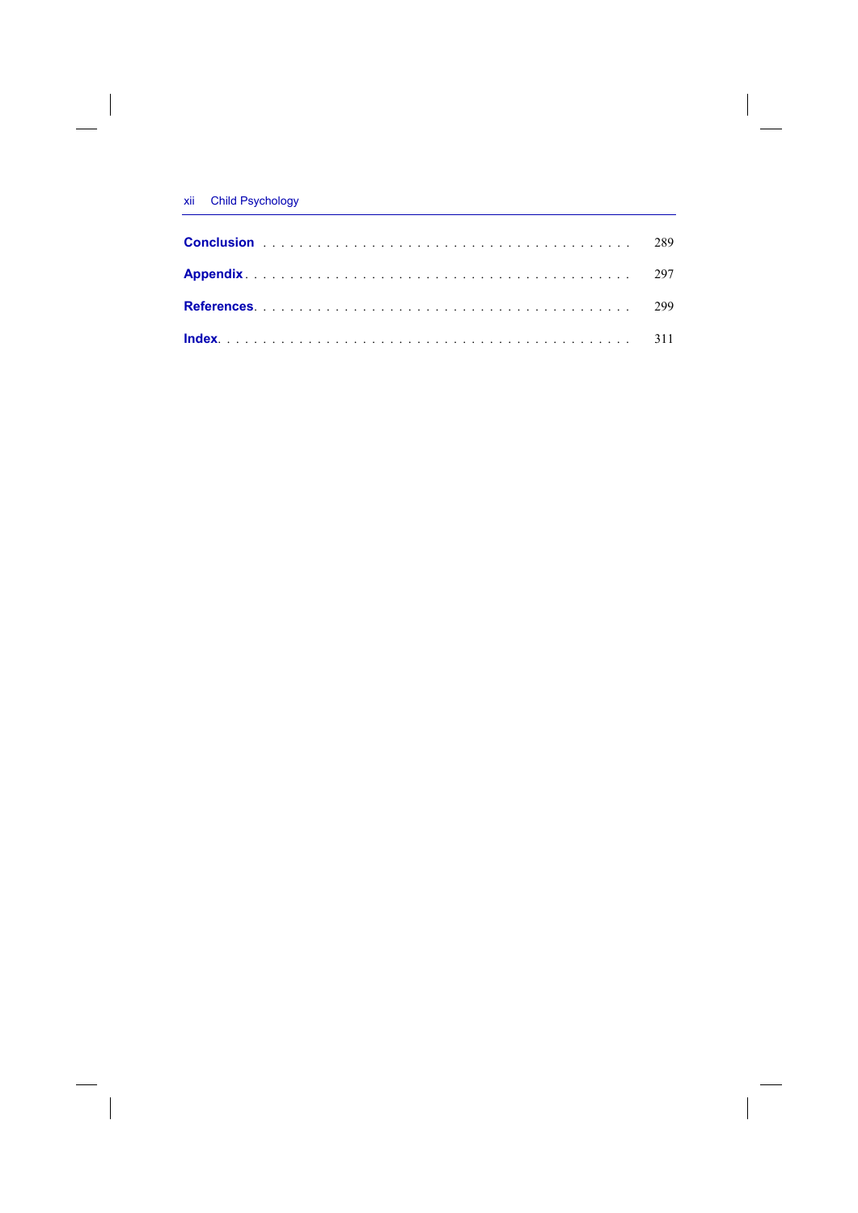**Conclusion** . . . . . . . . . . . . . . . . . . . . . . . . . . . . . . . . . . . . . . . . 289

**Appendix** . . . . . . . . . . . . . . . . . . . . . . . . . . . . . . . . . . . . . . . . . 297

**References** . . . . . . . . . . . . . . . . . . . . . . . . . . . . . . . . . . . . . . . . 299

**Index** . . . . . . . . . . . . . . . . . . . . . . . . . . . . . . . . . . . . . . . . . . . 311